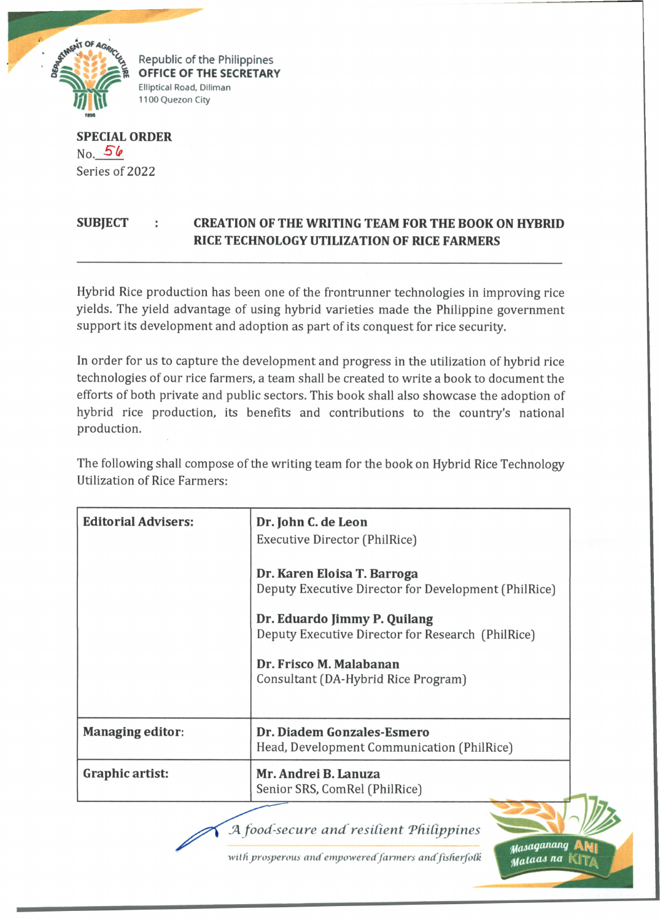Republic of the Philippines
**OFFICE OF THE SECRETARY**
Elliptical Road, Diliman
1100 Quezon City

**SPECIAL ORDER**
No. 56
Series of 2022

**SUBJECT : CREATION OF THE WRITING TEAM FOR THE BOOK ON HYBRID RICE TECHNOLOGY UTILIZATION OF RICE FARMERS**

---

Hybrid Rice production has been one of the frontrunner technologies in improving rice yields. The yield advantage of using hybrid varieties made the Philippine government support its development and adoption as part of its conquest for rice security.

In order for us to capture the development and progress in the utilization of hybrid rice technologies of our rice farmers, a team shall be created to write a book to document the efforts of both private and public sectors. This book shall also showcase the adoption of hybrid rice production, its benefits and contributions to the country's national production.

The following shall compose of the writing team for the book on Hybrid Rice Technology Utilization of Rice Farmers:

| | |
|---|---|
| **Editorial Advisers:** | **Dr. John C. de Leon**<br>Executive Director (PhilRice)<br><br>**Dr. Karen Eloisa T. Barroga**<br>Deputy Executive Director for Development (PhilRice)<br><br>**Dr. Eduardo Jimmy P. Quilang**<br>Deputy Executive Director for Research (PhilRice)<br><br>**Dr. Frisco M. Malabanan**<br>Consultant (DA-Hybrid Rice Program) |
| **Managing editor:** | **Dr. Diadem Gonzales-Esmero**<br>Head, Development Communication (PhilRice) |
| **Graphic artist:** | **Mr. Andrei B. Lanuza**<br>Senior SRS, ComRel (PhilRice) |

*A food-secure and resilient Philippines*
*with prosperous and empowered farmers and fisherfolk*

Masaganang ANI Mataas na KITA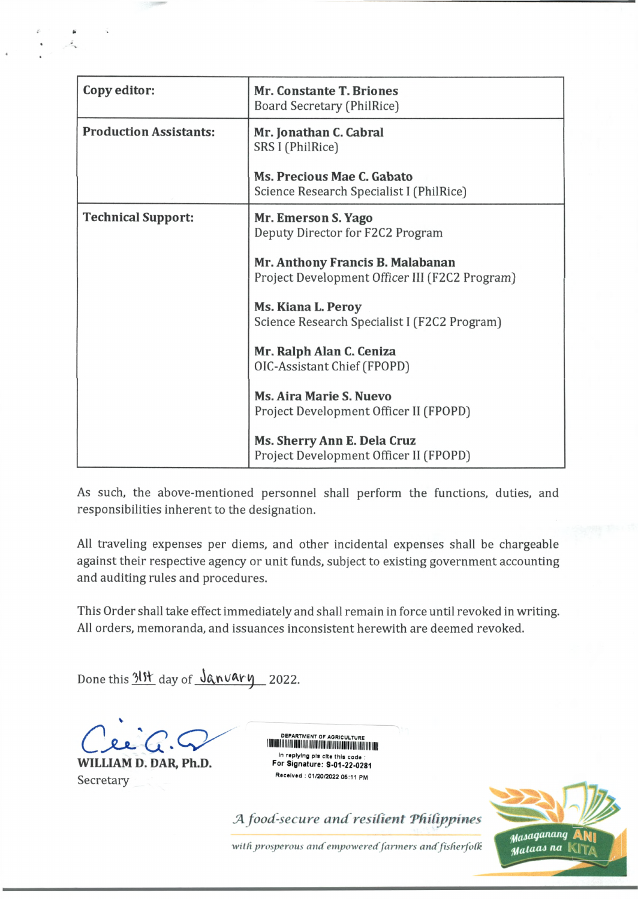| | |
|---|---|
| **Copy editor:** | **Mr. Constante T. Briones**<br>Board Secretary (PhilRice) |
| **Production Assistants:** | **Mr. Jonathan C. Cabral**<br>SRS I (PhilRice)<br><br>**Ms. Precious Mae C. Gabato**<br>Science Research Specialist I (PhilRice) |
| **Technical Support:** | **Mr. Emerson S. Yago**<br>Deputy Director for F2C2 Program<br><br>**Mr. Anthony Francis B. Malabanan**<br>Project Development Officer III (F2C2 Program)<br><br>**Ms. Kiana L. Peroy**<br>Science Research Specialist I (F2C2 Program)<br><br>**Mr. Ralph Alan C. Ceniza**<br>OIC-Assistant Chief (FPOPD)<br><br>**Ms. Aira Marie S. Nuevo**<br>Project Development Officer II (FPOPD)<br><br>**Ms. Sherry Ann E. Dela Cruz**<br>Project Development Officer II (FPOPD) |

As such, the above-mentioned personnel shall perform the functions, duties, and responsibilities inherent to the designation.

All traveling expenses per diems, and other incidental expenses shall be chargeable against their respective agency or unit funds, subject to existing government accounting and auditing rules and procedures.

This Order shall take effect immediately and shall remain in force until revoked in writing. All orders, memoranda, and issuances inconsistent herewith are deemed revoked.

Done this 31st day of January 2022.

**WILLIAM D. DAR, Ph.D.**
Secretary

DEPARTMENT OF AGRICULTURE
In replying pls cite this code :
For Signature: S-01-22-0281
Received : 01/20/2022 06:11 PM

*A food-secure and resilient Philippines*
*with prosperous and empowered farmers and fisherfolk*

Masaganang ANI Mataas na KITA